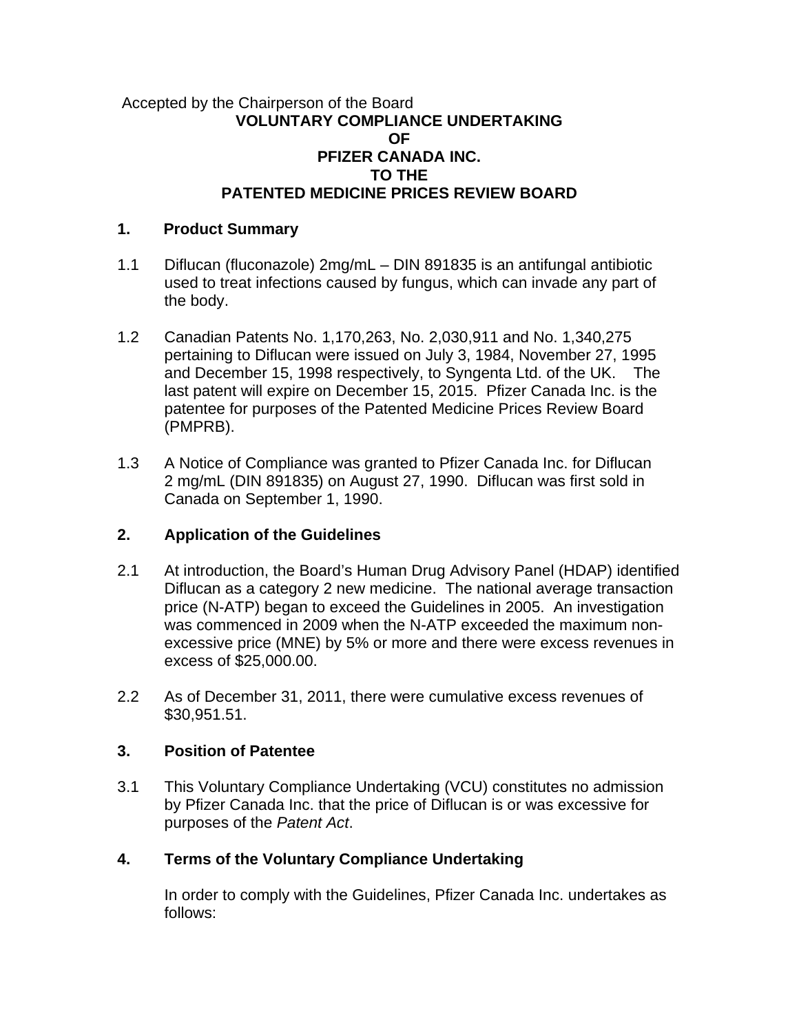Accepted by the Chairperson of the Board

# VOLUNTARY COMPLIANCE UNDERTAKING OF PFIZER CANADA INC. TO THE PATENTED MEDICINE PRICES REVIEW BOARD

## 1. Product Summary

1.1 Diflucan (fluconazole) 2mg/mL – DIN 891835 is an antifungal antibiotic used to treat infections caused by fungus, which can invade any part of the body.

1.2 Canadian Patents No. 1,170,263, No. 2,030,911 and No. 1,340,275 pertaining to Diflucan were issued on July 3, 1984, November 27, 1995 and December 15, 1998 respectively, to Syngenta Ltd. of the UK. The last patent will expire on December 15, 2015. Pfizer Canada Inc. is the patentee for purposes of the Patented Medicine Prices Review Board (PMPRB).

1.3 A Notice of Compliance was granted to Pfizer Canada Inc. for Diflucan 2 mg/mL (DIN 891835) on August 27, 1990. Diflucan was first sold in Canada on September 1, 1990.

## 2. Application of the Guidelines

2.1 At introduction, the Board's Human Drug Advisory Panel (HDAP) identified Diflucan as a category 2 new medicine. The national average transaction price (N-ATP) began to exceed the Guidelines in 2005. An investigation was commenced in 2009 when the N-ATP exceeded the maximum non-excessive price (MNE) by 5% or more and there were excess revenues in excess of $25,000.00.

2.2 As of December 31, 2011, there were cumulative excess revenues of $30,951.51.

## 3. Position of Patentee

3.1 This Voluntary Compliance Undertaking (VCU) constitutes no admission by Pfizer Canada Inc. that the price of Diflucan is or was excessive for purposes of the *Patent Act*.

## 4. Terms of the Voluntary Compliance Undertaking

In order to comply with the Guidelines, Pfizer Canada Inc. undertakes as follows: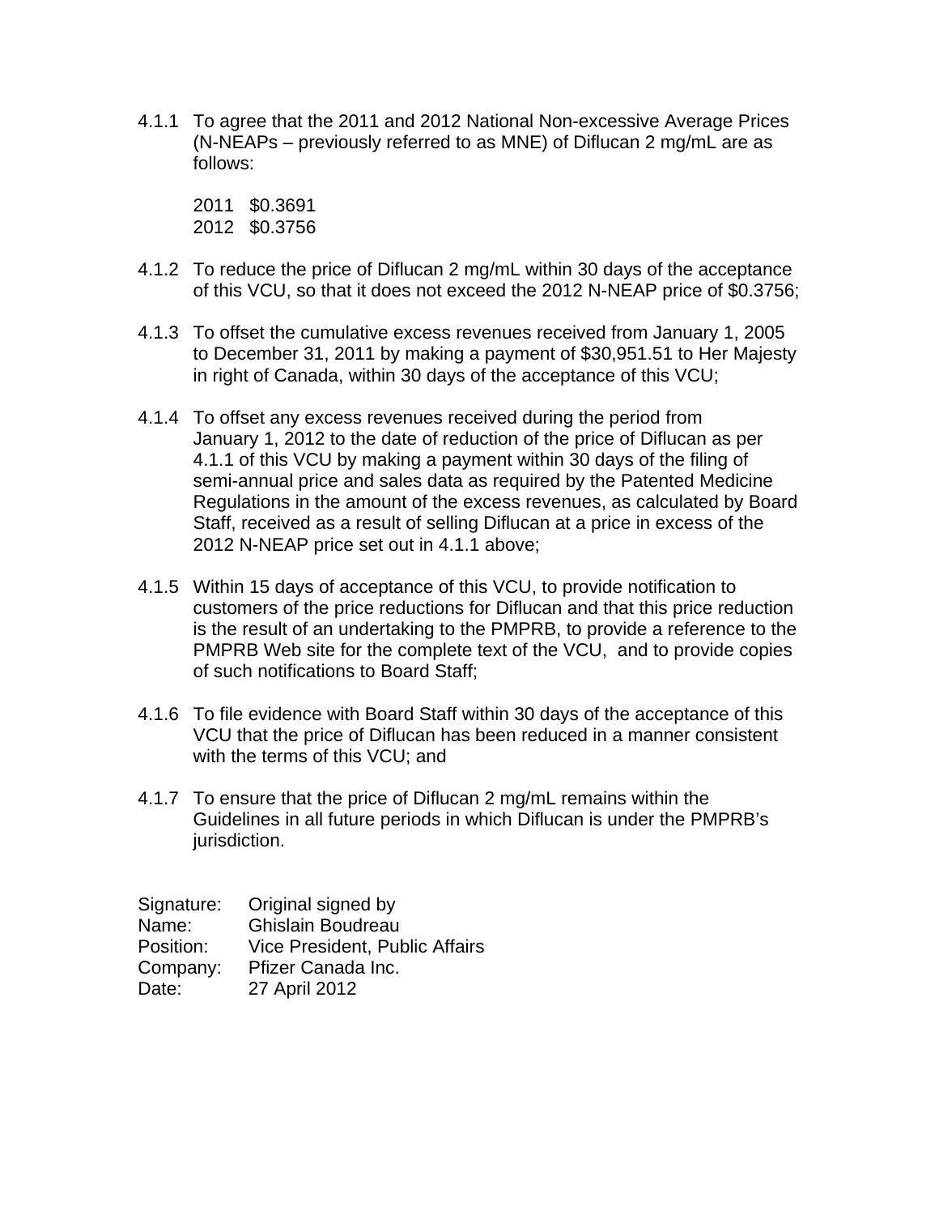4.1.1 To agree that the 2011 and 2012 National Non-excessive Average Prices (N-NEAPs – previously referred to as MNE) of Diflucan 2 mg/mL are as follows:

| | |
|---|---|
| 2011 | $0.3691 |
| 2012 | $0.3756 |

4.1.2 To reduce the price of Diflucan 2 mg/mL within 30 days of the acceptance of this VCU, so that it does not exceed the 2012 N-NEAP price of $0.3756;

4.1.3 To offset the cumulative excess revenues received from January 1, 2005 to December 31, 2011 by making a payment of $30,951.51 to Her Majesty in right of Canada, within 30 days of the acceptance of this VCU;

4.1.4 To offset any excess revenues received during the period from January 1, 2012 to the date of reduction of the price of Diflucan as per 4.1.1 of this VCU by making a payment within 30 days of the filing of semi-annual price and sales data as required by the Patented Medicine Regulations in the amount of the excess revenues, as calculated by Board Staff, received as a result of selling Diflucan at a price in excess of the 2012 N-NEAP price set out in 4.1.1 above;

4.1.5 Within 15 days of acceptance of this VCU, to provide notification to customers of the price reductions for Diflucan and that this price reduction is the result of an undertaking to the PMPRB, to provide a reference to the PMPRB Web site for the complete text of the VCU, and to provide copies of such notifications to Board Staff;

4.1.6 To file evidence with Board Staff within 30 days of the acceptance of this VCU that the price of Diflucan has been reduced in a manner consistent with the terms of this VCU; and

4.1.7 To ensure that the price of Diflucan 2 mg/mL remains within the Guidelines in all future periods in which Diflucan is under the PMPRB's jurisdiction.

Signature: Original signed by
Name: Ghislain Boudreau
Position: Vice President, Public Affairs
Company: Pfizer Canada Inc.
Date: 27 April 2012